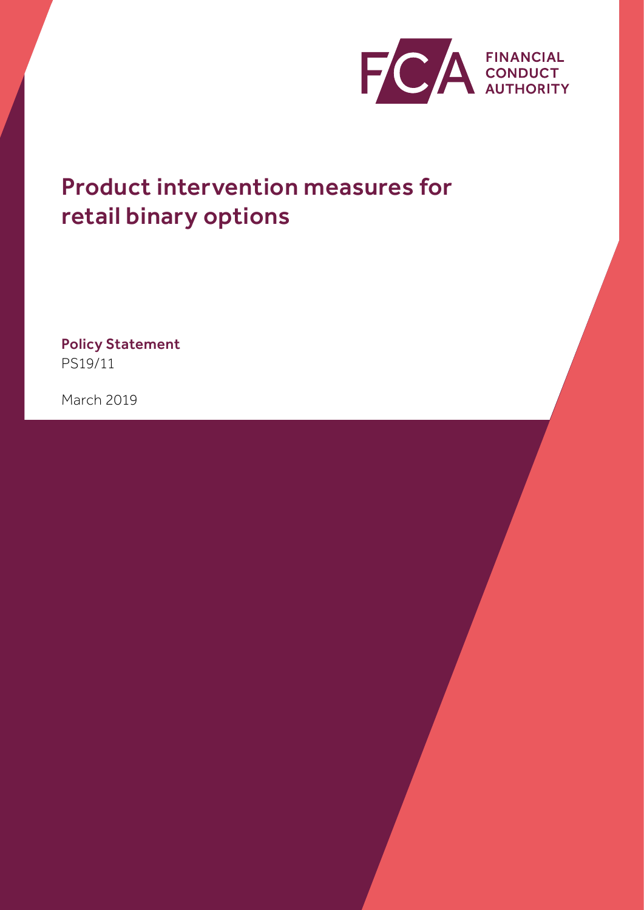FINANCIAL CONDUCT AUTHORITY

# Product intervention measures for retail binary options

**Policy Statement**
PS19/11

March 2019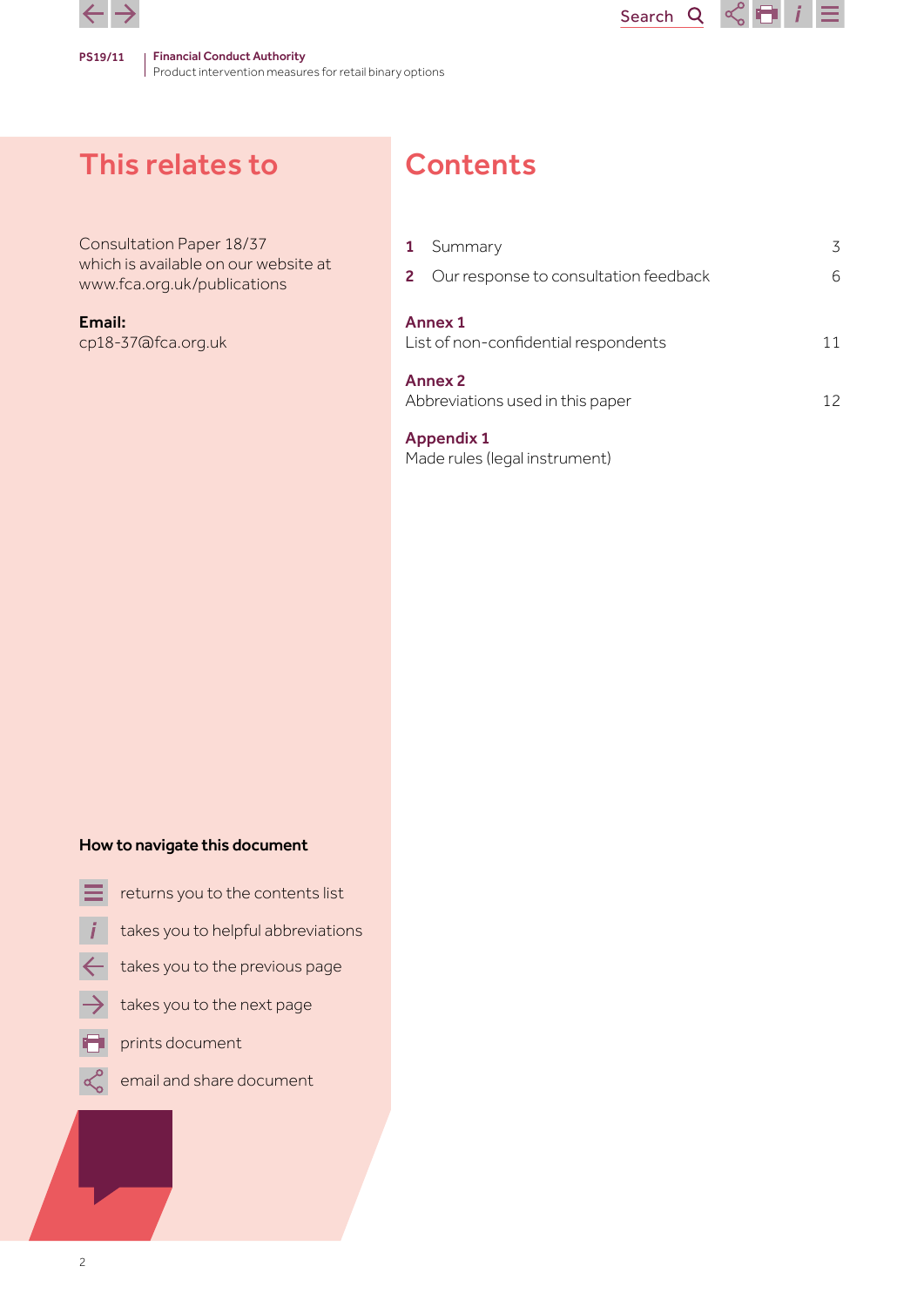## This relates to

Consultation Paper 18/37
which is available on our website at
www.fca.org.uk/publications

**Email:**
cp18-37@fca.org.uk

## Contents

| | | |
|---|---|---|
| **1** | Summary | 3 |
| **2** | Our response to consultation feedback | 6 |

**Annex 1**
List of non-confidential respondents — 11

**Annex 2**
Abbreviations used in this paper — 12

**Appendix 1**
Made rules (legal instrument)

### How to navigate this document

- returns you to the contents list
- takes you to helpful abbreviations
- takes you to the previous page
- takes you to the next page
- prints document
- email and share document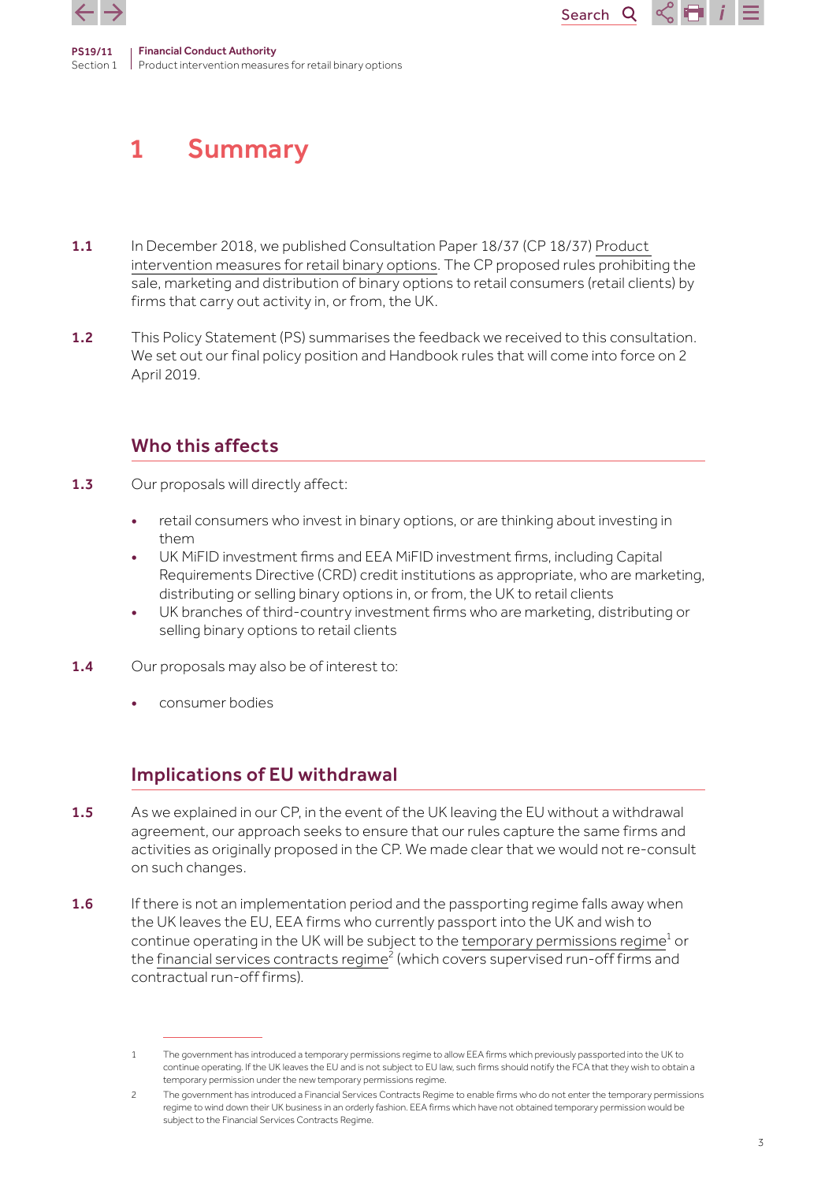# 1 Summary

**1.1** In December 2018, we published Consultation Paper 18/37 (CP 18/37) Product intervention measures for retail binary options. The CP proposed rules prohibiting the sale, marketing and distribution of binary options to retail consumers (retail clients) by firms that carry out activity in, or from, the UK.

**1.2** This Policy Statement (PS) summarises the feedback we received to this consultation. We set out our final policy position and Handbook rules that will come into force on 2 April 2019.

## Who this affects

**1.3** Our proposals will directly affect:

- retail consumers who invest in binary options, or are thinking about investing in them
- UK MiFID investment firms and EEA MiFID investment firms, including Capital Requirements Directive (CRD) credit institutions as appropriate, who are marketing, distributing or selling binary options in, or from, the UK to retail clients
- UK branches of third-country investment firms who are marketing, distributing or selling binary options to retail clients

**1.4** Our proposals may also be of interest to:

- consumer bodies

## Implications of EU withdrawal

**1.5** As we explained in our CP, in the event of the UK leaving the EU without a withdrawal agreement, our approach seeks to ensure that our rules capture the same firms and activities as originally proposed in the CP. We made clear that we would not re-consult on such changes.

**1.6** If there is not an implementation period and the passporting regime falls away when the UK leaves the EU, EEA firms who currently passport into the UK and wish to continue operating in the UK will be subject to the temporary permissions regime[1] or the financial services contracts regime[2] (which covers supervised run-off firms and contractual run-off firms).

---

1 The government has introduced a temporary permissions regime to allow EEA firms which previously passported into the UK to continue operating. If the UK leaves the EU and is not subject to EU law, such firms should notify the FCA that they wish to obtain a temporary permission under the new temporary permissions regime.

2 The government has introduced a Financial Services Contracts Regime to enable firms who do not enter the temporary permissions regime to wind down their UK business in an orderly fashion. EEA firms which have not obtained temporary permission would be subject to the Financial Services Contracts Regime.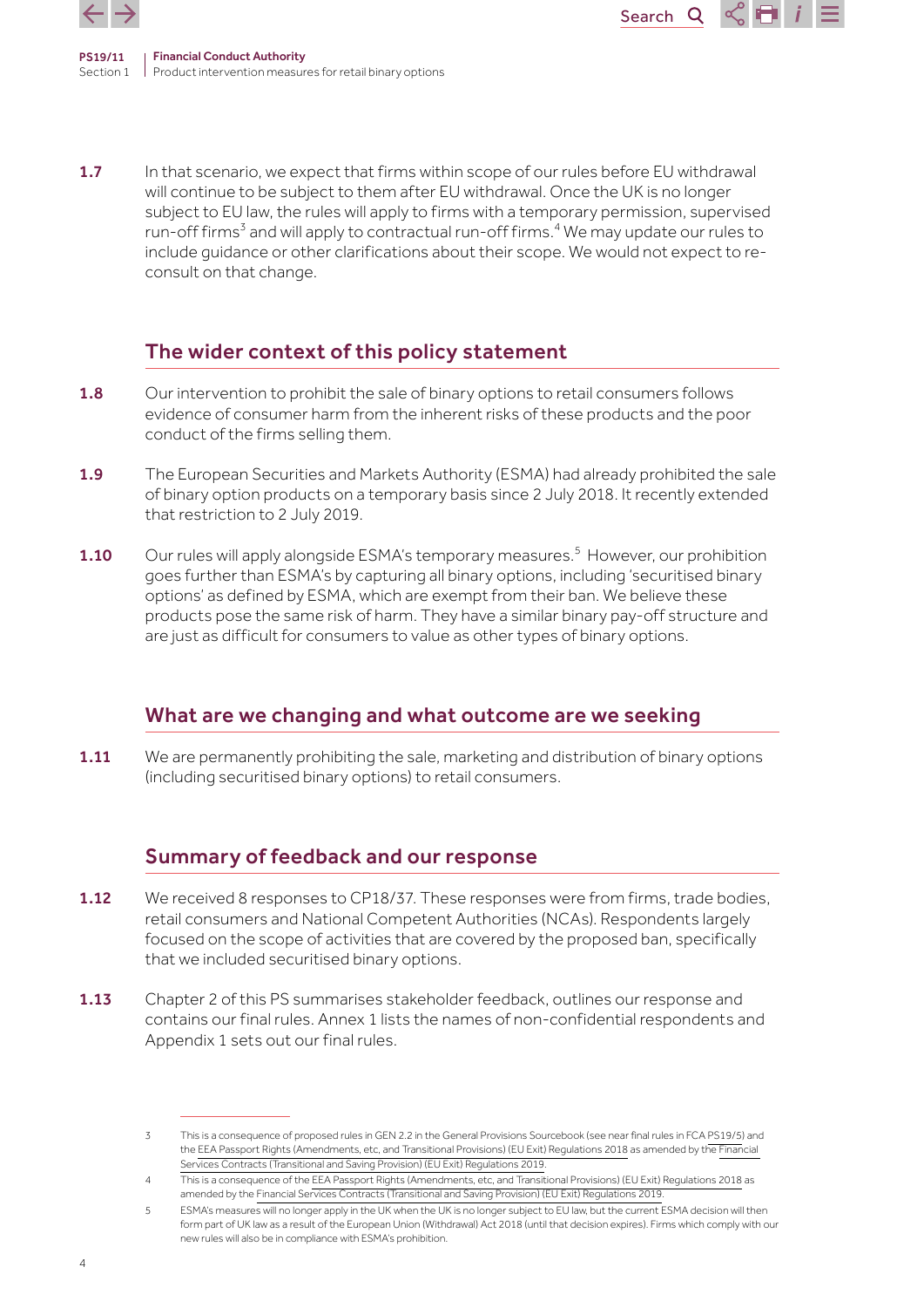1.7 In that scenario, we expect that firms within scope of our rules before EU withdrawal will continue to be subject to them after EU withdrawal. Once the UK is no longer subject to EU law, the rules will apply to firms with a temporary permission, supervised run-off firms[3] and will apply to contractual run-off firms.[4] We may update our rules to include guidance or other clarifications about their scope. We would not expect to re-consult on that change.

## The wider context of this policy statement

1.8 Our intervention to prohibit the sale of binary options to retail consumers follows evidence of consumer harm from the inherent risks of these products and the poor conduct of the firms selling them.

1.9 The European Securities and Markets Authority (ESMA) had already prohibited the sale of binary option products on a temporary basis since 2 July 2018. It recently extended that restriction to 2 July 2019.

1.10 Our rules will apply alongside ESMA's temporary measures.[5] However, our prohibition goes further than ESMA's by capturing all binary options, including 'securitised binary options' as defined by ESMA, which are exempt from their ban. We believe these products pose the same risk of harm. They have a similar binary pay-off structure and are just as difficult for consumers to value as other types of binary options.

## What are we changing and what outcome are we seeking

1.11 We are permanently prohibiting the sale, marketing and distribution of binary options (including securitised binary options) to retail consumers.

## Summary of feedback and our response

1.12 We received 8 responses to CP18/37. These responses were from firms, trade bodies, retail consumers and National Competent Authorities (NCAs). Respondents largely focused on the scope of activities that are covered by the proposed ban, specifically that we included securitised binary options.

1.13 Chapter 2 of this PS summarises stakeholder feedback, outlines our response and contains our final rules. Annex 1 lists the names of non-confidential respondents and Appendix 1 sets out our final rules.

---

3 This is a consequence of proposed rules in GEN 2.2 in the General Provisions Sourcebook (see near final rules in FCA PS19/5) and the EEA Passport Rights (Amendments, etc, and Transitional Provisions) (EU Exit) Regulations 2018 as amended by the Financial Services Contracts (Transitional and Saving Provision) (EU Exit) Regulations 2019.

4 This is a consequence of the EEA Passport Rights (Amendments, etc, and Transitional Provisions) (EU Exit) Regulations 2018 as amended by the Financial Services Contracts (Transitional and Saving Provision) (EU Exit) Regulations 2019.

5 ESMA's measures will no longer apply in the UK when the UK is no longer subject to EU law, but the current ESMA decision will then form part of UK law as a result of the European Union (Withdrawal) Act 2018 (until that decision expires). Firms which comply with our new rules will also be in compliance with ESMA's prohibition.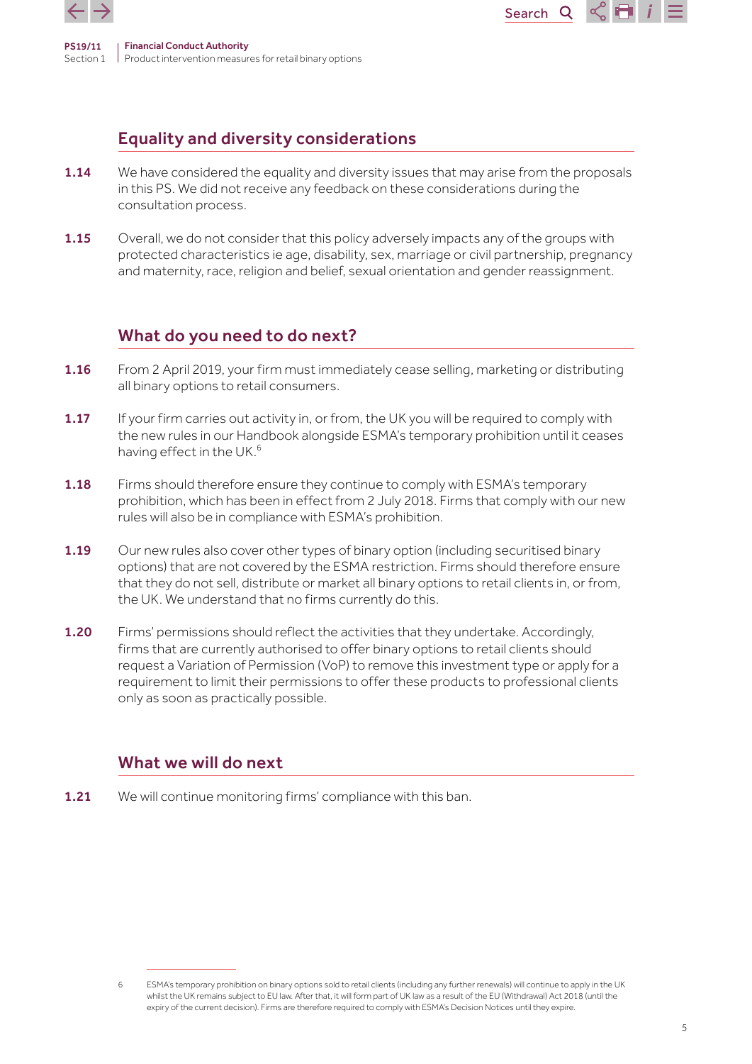## Equality and diversity considerations

**1.14** We have considered the equality and diversity issues that may arise from the proposals in this PS. We did not receive any feedback on these considerations during the consultation process.

**1.15** Overall, we do not consider that this policy adversely impacts any of the groups with protected characteristics ie age, disability, sex, marriage or civil partnership, pregnancy and maternity, race, religion and belief, sexual orientation and gender reassignment.

## What do you need to do next?

**1.16** From 2 April 2019, your firm must immediately cease selling, marketing or distributing all binary options to retail consumers.

**1.17** If your firm carries out activity in, or from, the UK you will be required to comply with the new rules in our Handbook alongside ESMA's temporary prohibition until it ceases having effect in the UK.[6]

**1.18** Firms should therefore ensure they continue to comply with ESMA's temporary prohibition, which has been in effect from 2 July 2018. Firms that comply with our new rules will also be in compliance with ESMA's prohibition.

**1.19** Our new rules also cover other types of binary option (including securitised binary options) that are not covered by the ESMA restriction. Firms should therefore ensure that they do not sell, distribute or market all binary options to retail clients in, or from, the UK. We understand that no firms currently do this.

**1.20** Firms' permissions should reflect the activities that they undertake. Accordingly, firms that are currently authorised to offer binary options to retail clients should request a Variation of Permission (VoP) to remove this investment type or apply for a requirement to limit their permissions to offer these products to professional clients only as soon as practically possible.

## What we will do next

**1.21** We will continue monitoring firms' compliance with this ban.

---

6 ESMA's temporary prohibition on binary options sold to retail clients (including any further renewals) will continue to apply in the UK whilst the UK remains subject to EU law. After that, it will form part of UK law as a result of the EU (Withdrawal) Act 2018 (until the expiry of the current decision). Firms are therefore required to comply with ESMA's Decision Notices until they expire.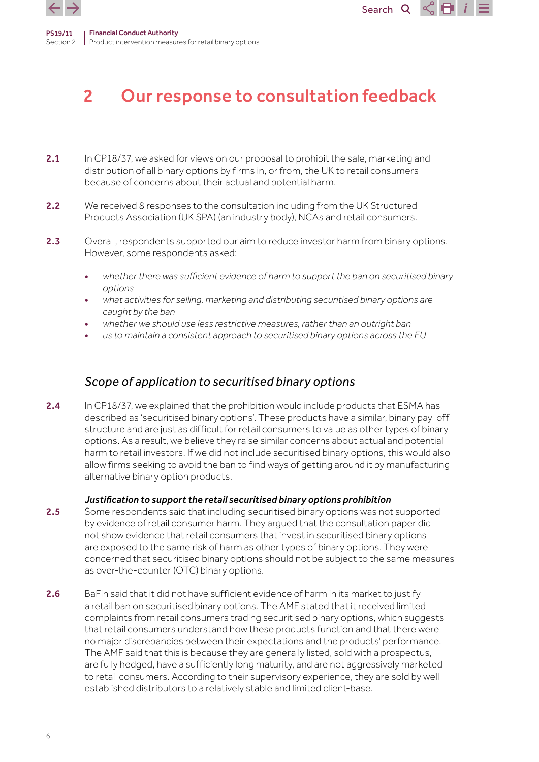# 2 Our response to consultation feedback

**2.1** In CP18/37, we asked for views on our proposal to prohibit the sale, marketing and distribution of all binary options by firms in, or from, the UK to retail consumers because of concerns about their actual and potential harm.

**2.2** We received 8 responses to the consultation including from the UK Structured Products Association (UK SPA) (an industry body), NCAs and retail consumers.

**2.3** Overall, respondents supported our aim to reduce investor harm from binary options. However, some respondents asked:

- *whether there was sufficient evidence of harm to support the ban on securitised binary options*
- *what activities for selling, marketing and distributing securitised binary options are caught by the ban*
- *whether we should use less restrictive measures, rather than an outright ban*
- *us to maintain a consistent approach to securitised binary options across the EU*

## *Scope of application to securitised binary options*

**2.4** In CP18/37, we explained that the prohibition would include products that ESMA has described as 'securitised binary options'. These products have a similar, binary pay-off structure and are just as difficult for retail consumers to value as other types of binary options. As a result, we believe they raise similar concerns about actual and potential harm to retail investors. If we did not include securitised binary options, this would also allow firms seeking to avoid the ban to find ways of getting around it by manufacturing alternative binary option products.

***Justification to support the retail securitised binary options prohibition***

**2.5** Some respondents said that including securitised binary options was not supported by evidence of retail consumer harm. They argued that the consultation paper did not show evidence that retail consumers that invest in securitised binary options are exposed to the same risk of harm as other types of binary options. They were concerned that securitised binary options should not be subject to the same measures as over-the-counter (OTC) binary options.

**2.6** BaFin said that it did not have sufficient evidence of harm in its market to justify a retail ban on securitised binary options. The AMF stated that it received limited complaints from retail consumers trading securitised binary options, which suggests that retail consumers understand how these products function and that there were no major discrepancies between their expectations and the products' performance. The AMF said that this is because they are generally listed, sold with a prospectus, are fully hedged, have a sufficiently long maturity, and are not aggressively marketed to retail consumers. According to their supervisory experience, they are sold by well-established distributors to a relatively stable and limited client-base.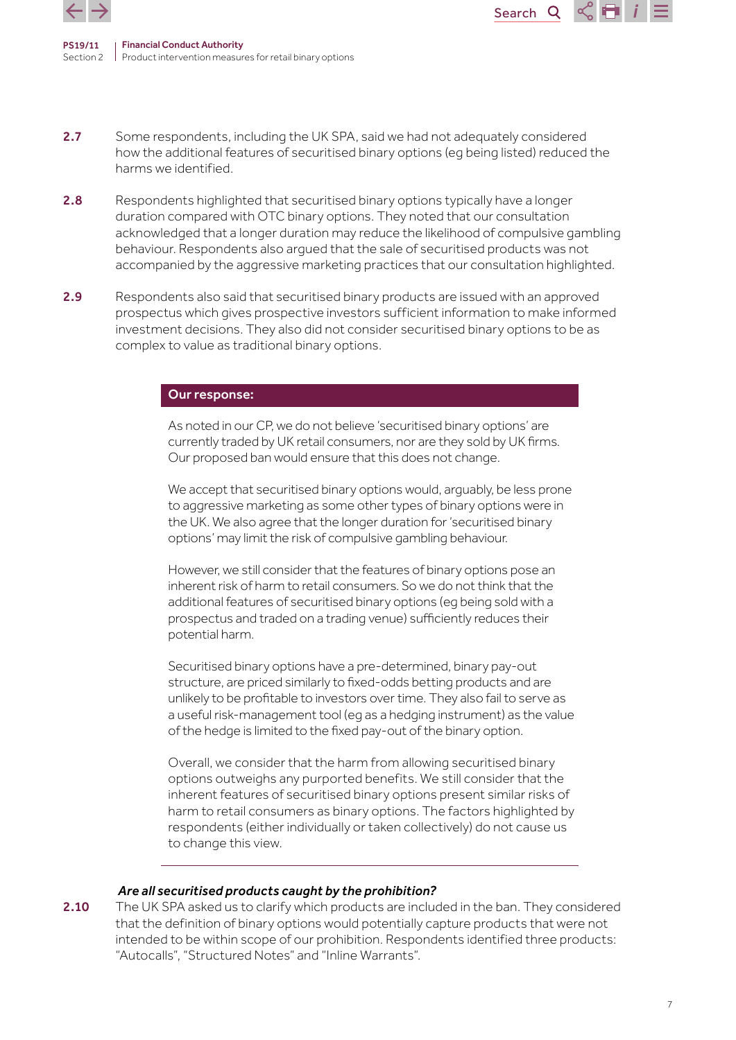**2.7** Some respondents, including the UK SPA, said we had not adequately considered how the additional features of securitised binary options (eg being listed) reduced the harms we identified.

**2.8** Respondents highlighted that securitised binary options typically have a longer duration compared with OTC binary options. They noted that our consultation acknowledged that a longer duration may reduce the likelihood of compulsive gambling behaviour. Respondents also argued that the sale of securitised products was not accompanied by the aggressive marketing practices that our consultation highlighted.

**2.9** Respondents also said that securitised binary products are issued with an approved prospectus which gives prospective investors sufficient information to make informed investment decisions. They also did not consider securitised binary options to be as complex to value as traditional binary options.

**Our response:**

As noted in our CP, we do not believe 'securitised binary options' are currently traded by UK retail consumers, nor are they sold by UK firms. Our proposed ban would ensure that this does not change.

We accept that securitised binary options would, arguably, be less prone to aggressive marketing as some other types of binary options were in the UK. We also agree that the longer duration for 'securitised binary options' may limit the risk of compulsive gambling behaviour.

However, we still consider that the features of binary options pose an inherent risk of harm to retail consumers. So we do not think that the additional features of securitised binary options (eg being sold with a prospectus and traded on a trading venue) sufficiently reduces their potential harm.

Securitised binary options have a pre-determined, binary pay-out structure, are priced similarly to fixed-odds betting products and are unlikely to be profitable to investors over time. They also fail to serve as a useful risk-management tool (eg as a hedging instrument) as the value of the hedge is limited to the fixed pay-out of the binary option.

Overall, we consider that the harm from allowing securitised binary options outweighs any purported benefits. We still consider that the inherent features of securitised binary options present similar risks of harm to retail consumers as binary options. The factors highlighted by respondents (either individually or taken collectively) do not cause us to change this view.

***Are all securitised products caught by the prohibition?***

**2.10** The UK SPA asked us to clarify which products are included in the ban. They considered that the definition of binary options would potentially capture products that were not intended to be within scope of our prohibition. Respondents identified three products: "Autocalls", "Structured Notes" and "Inline Warrants".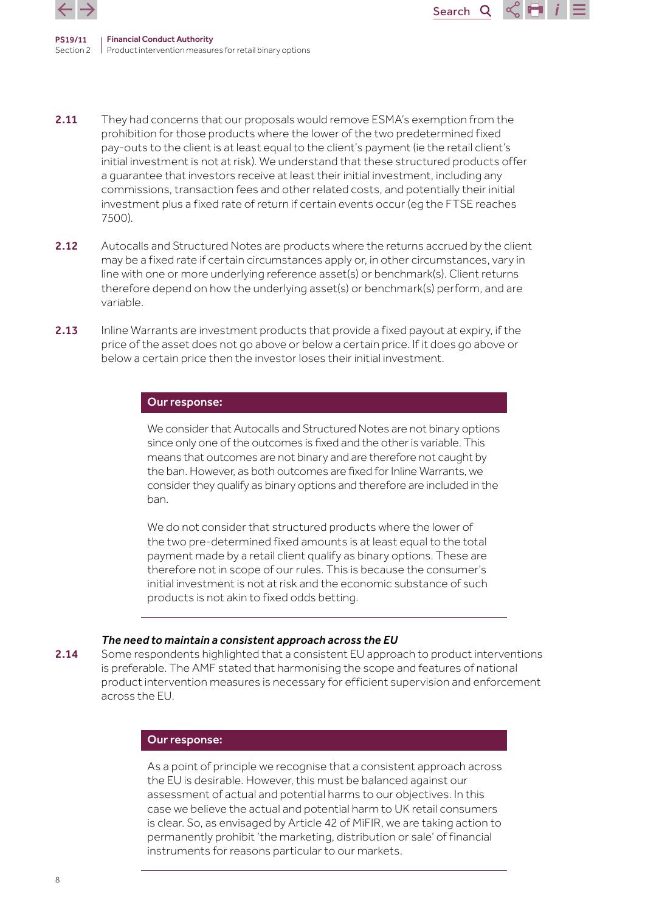**2.11** They had concerns that our proposals would remove ESMA's exemption from the prohibition for those products where the lower of the two predetermined fixed pay-outs to the client is at least equal to the client's payment (ie the retail client's initial investment is not at risk). We understand that these structured products offer a guarantee that investors receive at least their initial investment, including any commissions, transaction fees and other related costs, and potentially their initial investment plus a fixed rate of return if certain events occur (eg the FTSE reaches 7500).

**2.12** Autocalls and Structured Notes are products where the returns accrued by the client may be a fixed rate if certain circumstances apply or, in other circumstances, vary in line with one or more underlying reference asset(s) or benchmark(s). Client returns therefore depend on how the underlying asset(s) or benchmark(s) perform, and are variable.

**2.13** Inline Warrants are investment products that provide a fixed payout at expiry, if the price of the asset does not go above or below a certain price. If it does go above or below a certain price then the investor loses their initial investment.

**Our response:**

We consider that Autocalls and Structured Notes are not binary options since only one of the outcomes is fixed and the other is variable. This means that outcomes are not binary and are therefore not caught by the ban. However, as both outcomes are fixed for Inline Warrants, we consider they qualify as binary options and therefore are included in the ban.

We do not consider that structured products where the lower of the two pre-determined fixed amounts is at least equal to the total payment made by a retail client qualify as binary options. These are therefore not in scope of our rules. This is because the consumer's initial investment is not at risk and the economic substance of such products is not akin to fixed odds betting.

***The need to maintain a consistent approach across the EU***

**2.14** Some respondents highlighted that a consistent EU approach to product interventions is preferable. The AMF stated that harmonising the scope and features of national product intervention measures is necessary for efficient supervision and enforcement across the EU.

**Our response:**

As a point of principle we recognise that a consistent approach across the EU is desirable. However, this must be balanced against our assessment of actual and potential harms to our objectives. In this case we believe the actual and potential harm to UK retail consumers is clear. So, as envisaged by Article 42 of MiFIR, we are taking action to permanently prohibit 'the marketing, distribution or sale' of financial instruments for reasons particular to our markets.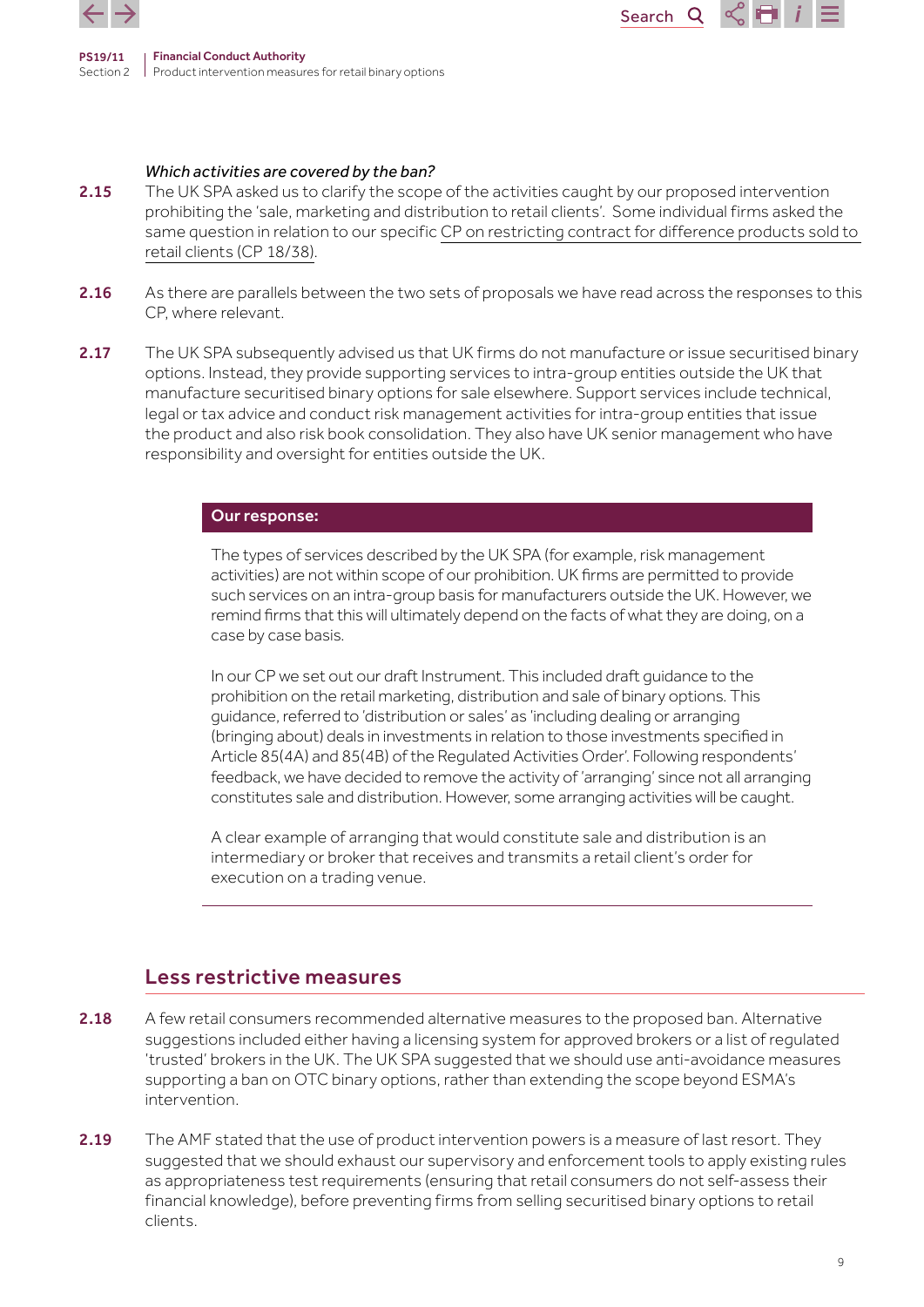*Which activities are covered by the ban?*

**2.15** The UK SPA asked us to clarify the scope of the activities caught by our proposed intervention prohibiting the 'sale, marketing and distribution to retail clients'. Some individual firms asked the same question in relation to our specific CP on restricting contract for difference products sold to retail clients (CP 18/38).

**2.16** As there are parallels between the two sets of proposals we have read across the responses to this CP, where relevant.

**2.17** The UK SPA subsequently advised us that UK firms do not manufacture or issue securitised binary options. Instead, they provide supporting services to intra-group entities outside the UK that manufacture securitised binary options for sale elsewhere. Support services include technical, legal or tax advice and conduct risk management activities for intra-group entities that issue the product and also risk book consolidation. They also have UK senior management who have responsibility and oversight for entities outside the UK.

**Our response:**

The types of services described by the UK SPA (for example, risk management activities) are not within scope of our prohibition. UK firms are permitted to provide such services on an intra-group basis for manufacturers outside the UK. However, we remind firms that this will ultimately depend on the facts of what they are doing, on a case by case basis.

In our CP we set out our draft Instrument. This included draft guidance to the prohibition on the retail marketing, distribution and sale of binary options. This guidance, referred to 'distribution or sales' as 'including dealing or arranging (bringing about) deals in investments in relation to those investments specified in Article 85(4A) and 85(4B) of the Regulated Activities Order'. Following respondents' feedback, we have decided to remove the activity of 'arranging' since not all arranging constitutes sale and distribution. However, some arranging activities will be caught.

A clear example of arranging that would constitute sale and distribution is an intermediary or broker that receives and transmits a retail client's order for execution on a trading venue.

## Less restrictive measures

**2.18** A few retail consumers recommended alternative measures to the proposed ban. Alternative suggestions included either having a licensing system for approved brokers or a list of regulated 'trusted' brokers in the UK. The UK SPA suggested that we should use anti-avoidance measures supporting a ban on OTC binary options, rather than extending the scope beyond ESMA's intervention.

**2.19** The AMF stated that the use of product intervention powers is a measure of last resort. They suggested that we should exhaust our supervisory and enforcement tools to apply existing rules as appropriateness test requirements (ensuring that retail consumers do not self-assess their financial knowledge), before preventing firms from selling securitised binary options to retail clients.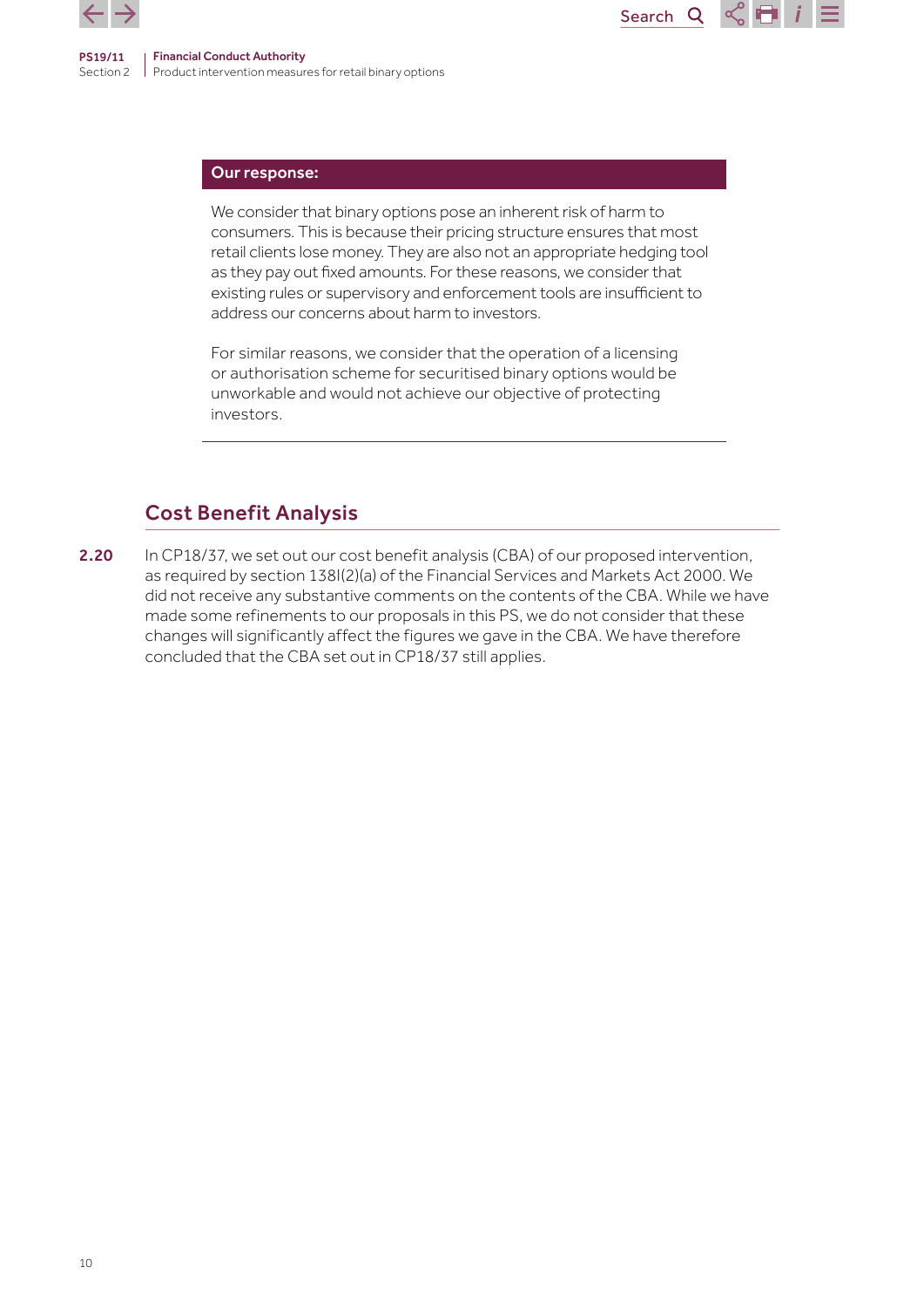**Our response:**

We consider that binary options pose an inherent risk of harm to consumers. This is because their pricing structure ensures that most retail clients lose money. They are also not an appropriate hedging tool as they pay out fixed amounts. For these reasons, we consider that existing rules or supervisory and enforcement tools are insufficient to address our concerns about harm to investors.

For similar reasons, we consider that the operation of a licensing or authorisation scheme for securitised binary options would be unworkable and would not achieve our objective of protecting investors.

## Cost Benefit Analysis

**2.20** In CP18/37, we set out our cost benefit analysis (CBA) of our proposed intervention, as required by section 138I(2)(a) of the Financial Services and Markets Act 2000. We did not receive any substantive comments on the contents of the CBA. While we have made some refinements to our proposals in this PS, we do not consider that these changes will significantly affect the figures we gave in the CBA. We have therefore concluded that the CBA set out in CP18/37 still applies.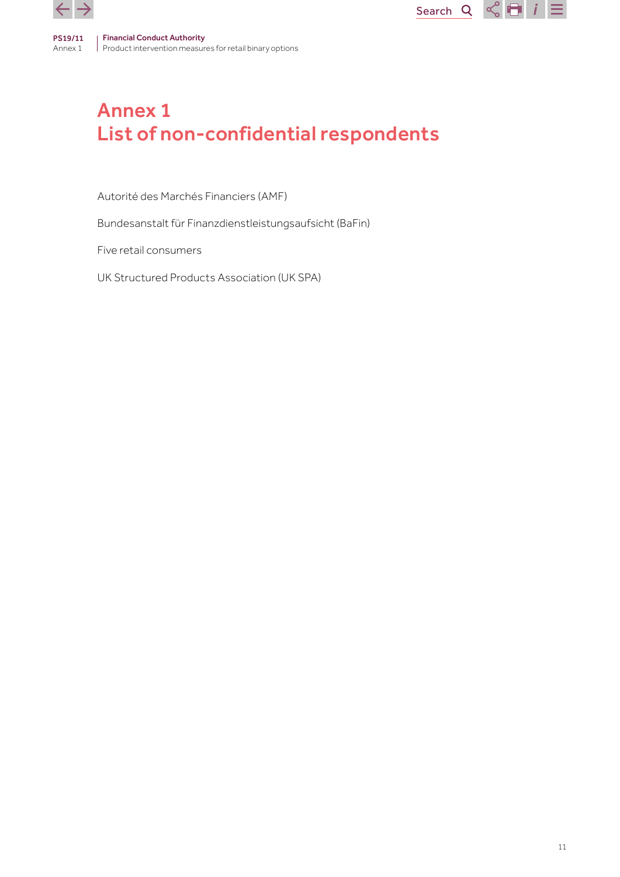# Annex 1
# List of non-confidential respondents

Autorité des Marchés Financiers (AMF)

Bundesanstalt für Finanzdienstleistungsaufsicht (BaFin)

Five retail consumers

UK Structured Products Association (UK SPA)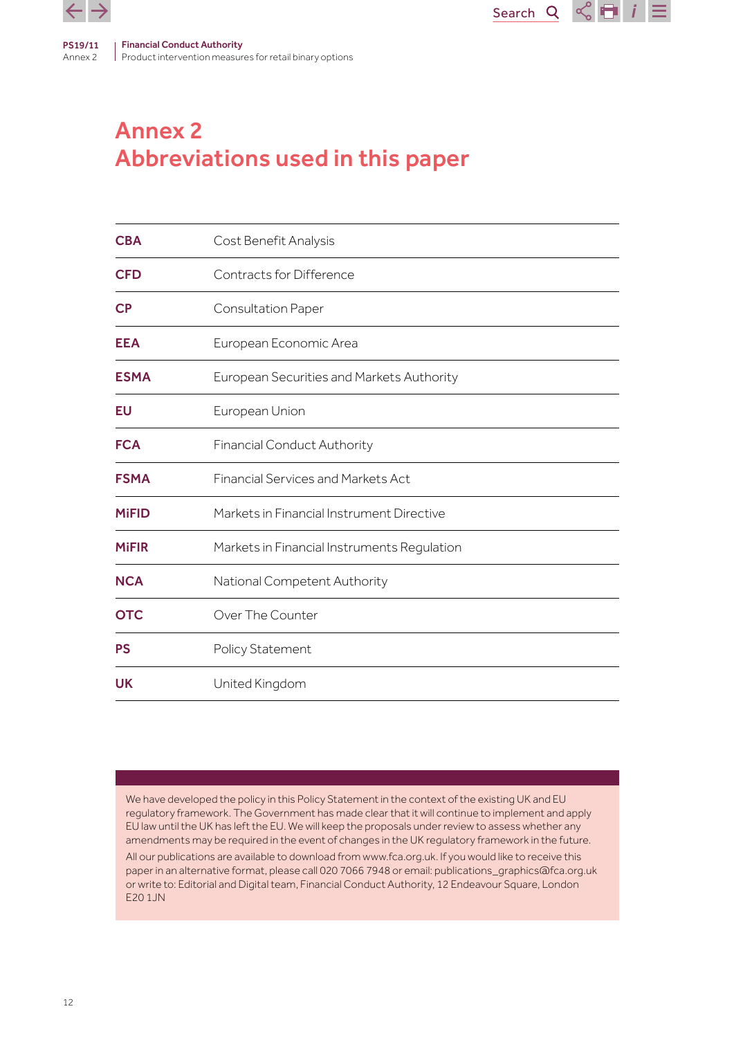# Annex 2
# Abbreviations used in this paper

| | |
|---|---|
| **CBA** | Cost Benefit Analysis |
| **CFD** | Contracts for Difference |
| **CP** | Consultation Paper |
| **EEA** | European Economic Area |
| **ESMA** | European Securities and Markets Authority |
| **EU** | European Union |
| **FCA** | Financial Conduct Authority |
| **FSMA** | Financial Services and Markets Act |
| **MiFID** | Markets in Financial Instrument Directive |
| **MiFIR** | Markets in Financial Instruments Regulation |
| **NCA** | National Competent Authority |
| **OTC** | Over The Counter |
| **PS** | Policy Statement |
| **UK** | United Kingdom |

We have developed the policy in this Policy Statement in the context of the existing UK and EU regulatory framework. The Government has made clear that it will continue to implement and apply EU law until the UK has left the EU. We will keep the proposals under review to assess whether any amendments may be required in the event of changes in the UK regulatory framework in the future.

All our publications are available to download from www.fca.org.uk. If you would like to receive this paper in an alternative format, please call 020 7066 7948 or email: publications_graphics@fca.org.uk or write to: Editorial and Digital team, Financial Conduct Authority, 12 Endeavour Square, London E20 1JN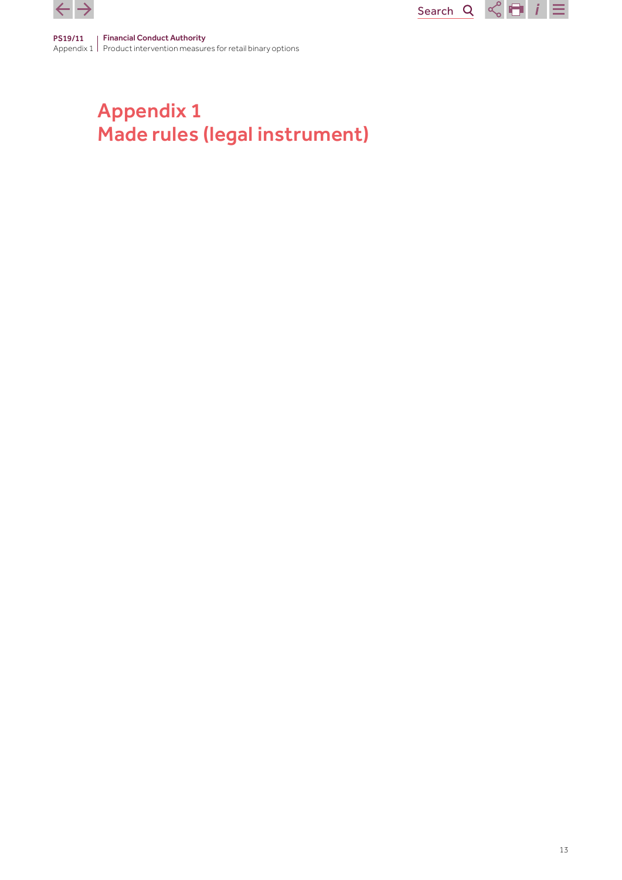# Appendix 1
# Made rules (legal instrument)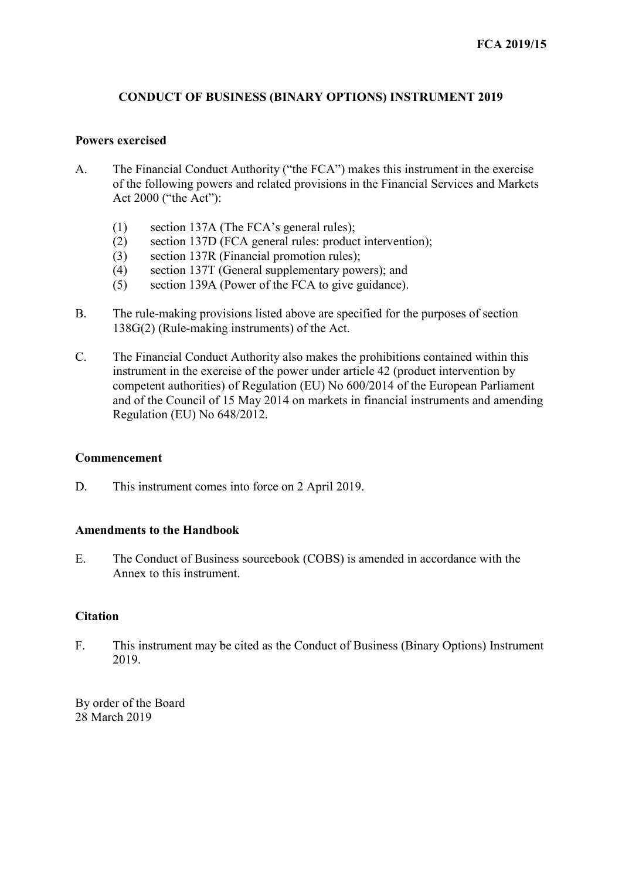FCA 2019/15

# CONDUCT OF BUSINESS (BINARY OPTIONS) INSTRUMENT 2019

## Powers exercised

A. The Financial Conduct Authority ("the FCA") makes this instrument in the exercise of the following powers and related provisions in the Financial Services and Markets Act 2000 ("the Act"):

(1) section 137A (The FCA's general rules);
(2) section 137D (FCA general rules: product intervention);
(3) section 137R (Financial promotion rules);
(4) section 137T (General supplementary powers); and
(5) section 139A (Power of the FCA to give guidance).

B. The rule-making provisions listed above are specified for the purposes of section 138G(2) (Rule-making instruments) of the Act.

C. The Financial Conduct Authority also makes the prohibitions contained within this instrument in the exercise of the power under article 42 (product intervention by competent authorities) of Regulation (EU) No 600/2014 of the European Parliament and of the Council of 15 May 2014 on markets in financial instruments and amending Regulation (EU) No 648/2012.

## Commencement

D. This instrument comes into force on 2 April 2019.

## Amendments to the Handbook

E. The Conduct of Business sourcebook (COBS) is amended in accordance with the Annex to this instrument.

## Citation

F. This instrument may be cited as the Conduct of Business (Binary Options) Instrument 2019.

By order of the Board
28 March 2019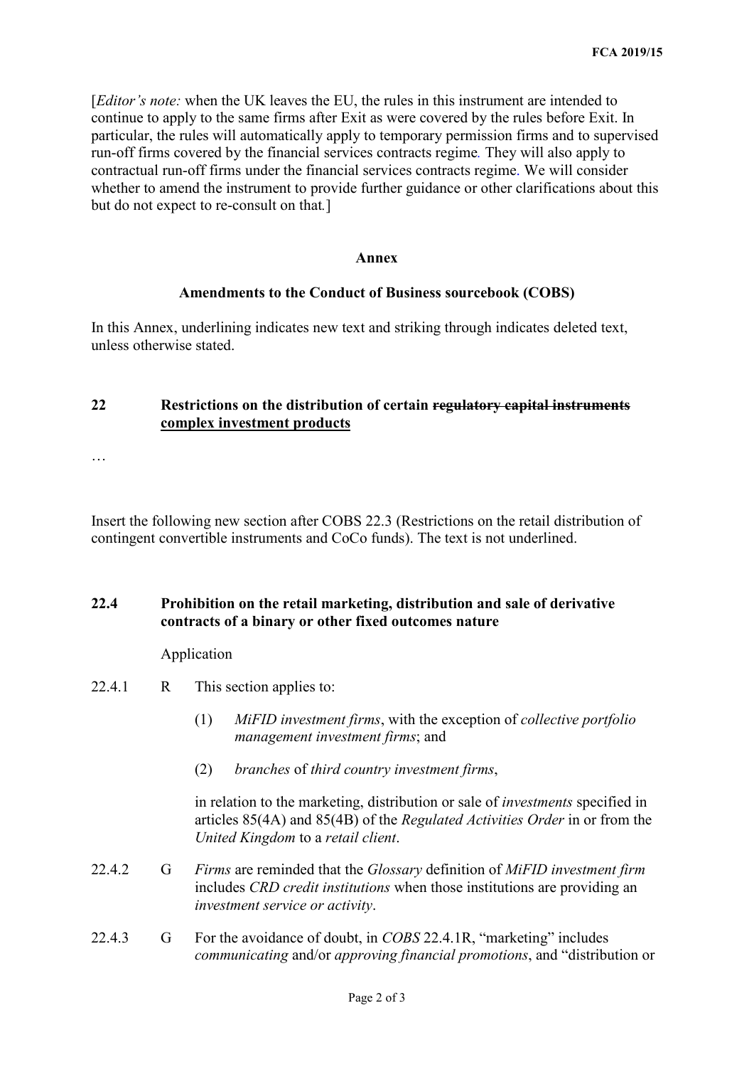[*Editor's note:* when the UK leaves the EU, the rules in this instrument are intended to continue to apply to the same firms after Exit as were covered by the rules before Exit. In particular, the rules will automatically apply to temporary permission firms and to supervised run-off firms covered by the financial services contracts regime. They will also apply to contractual run-off firms under the financial services contracts regime. We will consider whether to amend the instrument to provide further guidance or other clarifications about this but do not expect to re-consult on that.]

**Annex**

**Amendments to the Conduct of Business sourcebook (COBS)**

In this Annex, underlining indicates new text and striking through indicates deleted text, unless otherwise stated.

**22 Restrictions on the distribution of certain ~~regulatory capital instruments~~ <u>complex investment products</u>**

…

Insert the following new section after COBS 22.3 (Restrictions on the retail distribution of contingent convertible instruments and CoCo funds). The text is not underlined.

**22.4 Prohibition on the retail marketing, distribution and sale of derivative contracts of a binary or other fixed outcomes nature**

Application

22.4.1 R This section applies to:

(1) *MiFID investment firms*, with the exception of *collective portfolio management investment firms*; and

(2) *branches* of *third country investment firms*,

in relation to the marketing, distribution or sale of *investments* specified in articles 85(4A) and 85(4B) of the *Regulated Activities Order* in or from the *United Kingdom* to a *retail client*.

22.4.2 G *Firms* are reminded that the *Glossary* definition of *MiFID investment firm* includes *CRD credit institutions* when those institutions are providing an *investment service or activity*.

22.4.3 G For the avoidance of doubt, in *COBS* 22.4.1R, "marketing" includes *communicating* and/or *approving financial promotions*, and "distribution or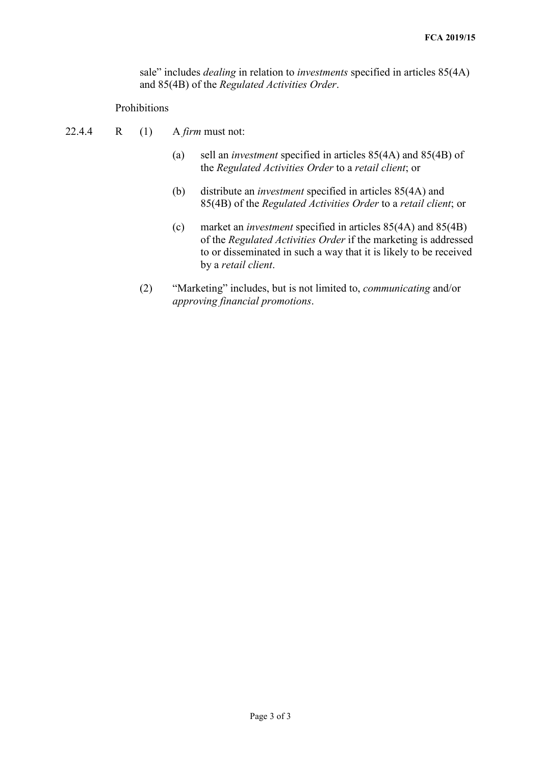sale" includes *dealing* in relation to *investments* specified in articles 85(4A) and 85(4B) of the *Regulated Activities Order*.

Prohibitions

22.4.4 R (1) A *firm* must not:

(a) sell an *investment* specified in articles 85(4A) and 85(4B) of the *Regulated Activities Order* to a *retail client*; or

(b) distribute an *investment* specified in articles 85(4A) and 85(4B) of the *Regulated Activities Order* to a *retail client*; or

(c) market an *investment* specified in articles 85(4A) and 85(4B) of the *Regulated Activities Order* if the marketing is addressed to or disseminated in such a way that it is likely to be received by a *retail client*.

(2) "Marketing" includes, but is not limited to, *communicating* and/or *approving financial promotions*.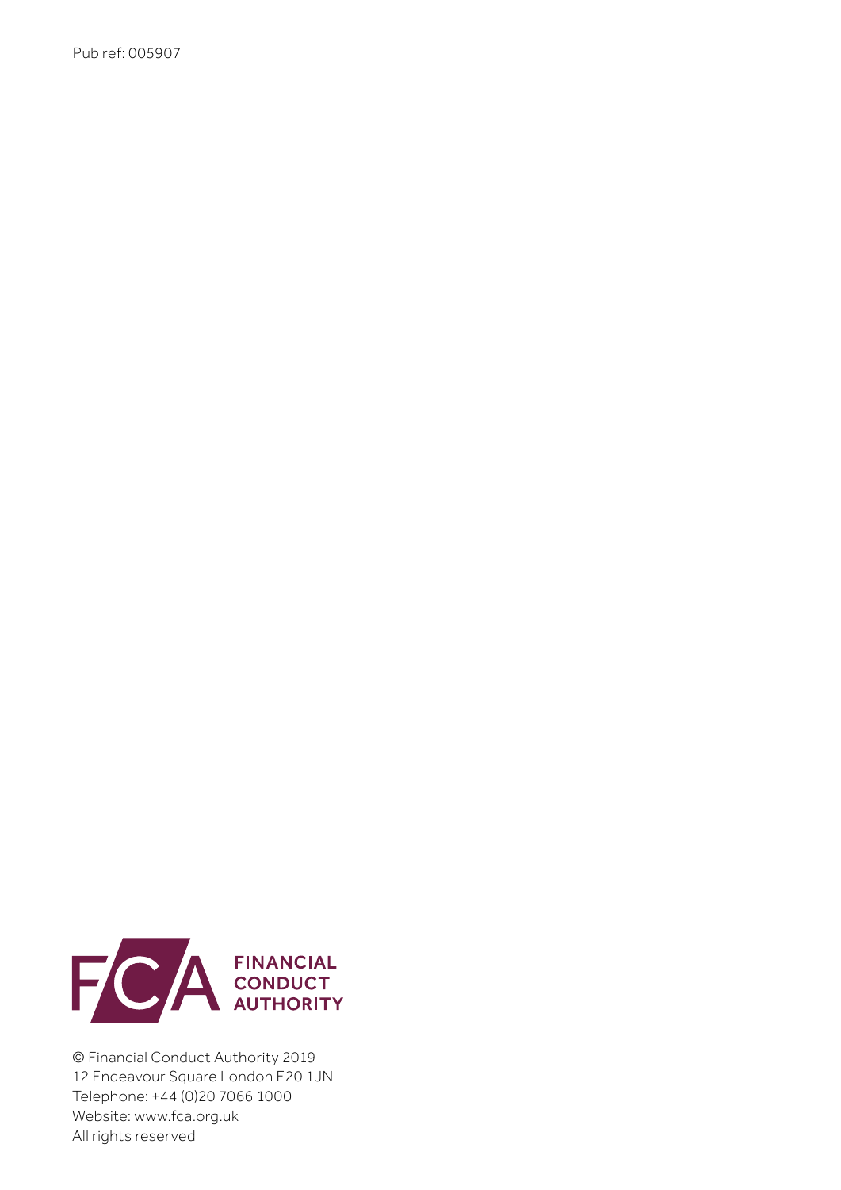Pub ref: 005907

FINANCIAL
CONDUCT
AUTHORITY

© Financial Conduct Authority 2019
12 Endeavour Square London E20 1JN
Telephone: +44 (0)20 7066 1000
Website: www.fca.org.uk
All rights reserved